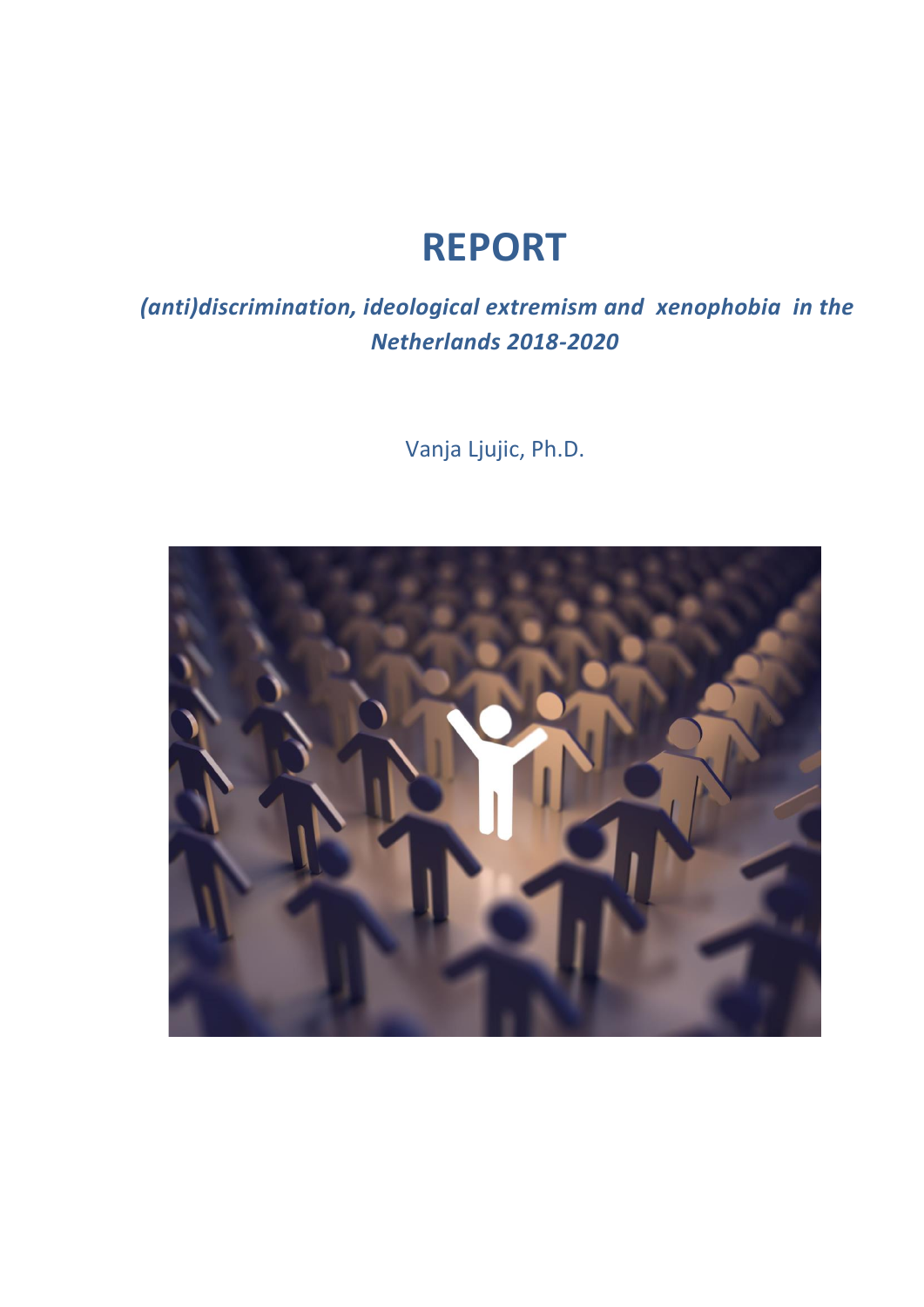# REPORT

***(anti)discrimination, ideological extremism and xenophobia in the Netherlands 2018-2020***

Vanja Ljujic, Ph.D.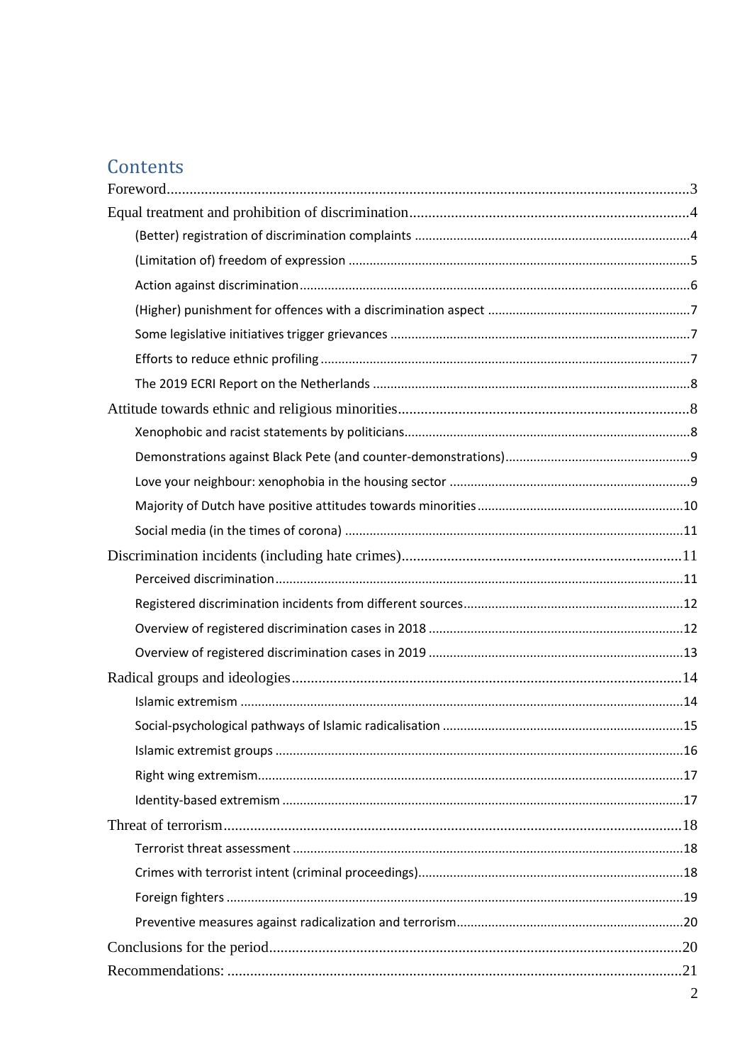# Contents

Foreword ..... 3

Equal treatment and prohibition of discrimination ..... 4

- (Better) registration of discrimination complaints ..... 4
- (Limitation of) freedom of expression ..... 5
- Action against discrimination ..... 6
- (Higher) punishment for offences with a discrimination aspect ..... 7
- Some legislative initiatives trigger grievances ..... 7
- Efforts to reduce ethnic profiling ..... 7
- The 2019 ECRI Report on the Netherlands ..... 8

Attitude towards ethnic and religious minorities ..... 8

- Xenophobic and racist statements by politicians ..... 8
- Demonstrations against Black Pete (and counter-demonstrations) ..... 9
- Love your neighbour: xenophobia in the housing sector ..... 9
- Majority of Dutch have positive attitudes towards minorities ..... 10
- Social media (in the times of corona) ..... 11

Discrimination incidents (including hate crimes) ..... 11

- Perceived discrimination ..... 11
- Registered discrimination incidents from different sources ..... 12
- Overview of registered discrimination cases in 2018 ..... 12
- Overview of registered discrimination cases in 2019 ..... 13

Radical groups and ideologies ..... 14

- Islamic extremism ..... 14
- Social-psychological pathways of Islamic radicalisation ..... 15
- Islamic extremist groups ..... 16
- Right wing extremism ..... 17
- Identity-based extremism ..... 17

Threat of terrorism ..... 18

- Terrorist threat assessment ..... 18
- Crimes with terrorist intent (criminal proceedings) ..... 18
- Foreign fighters ..... 19
- Preventive measures against radicalization and terrorism ..... 20

Conclusions for the period ..... 20

Recommendations: ..... 21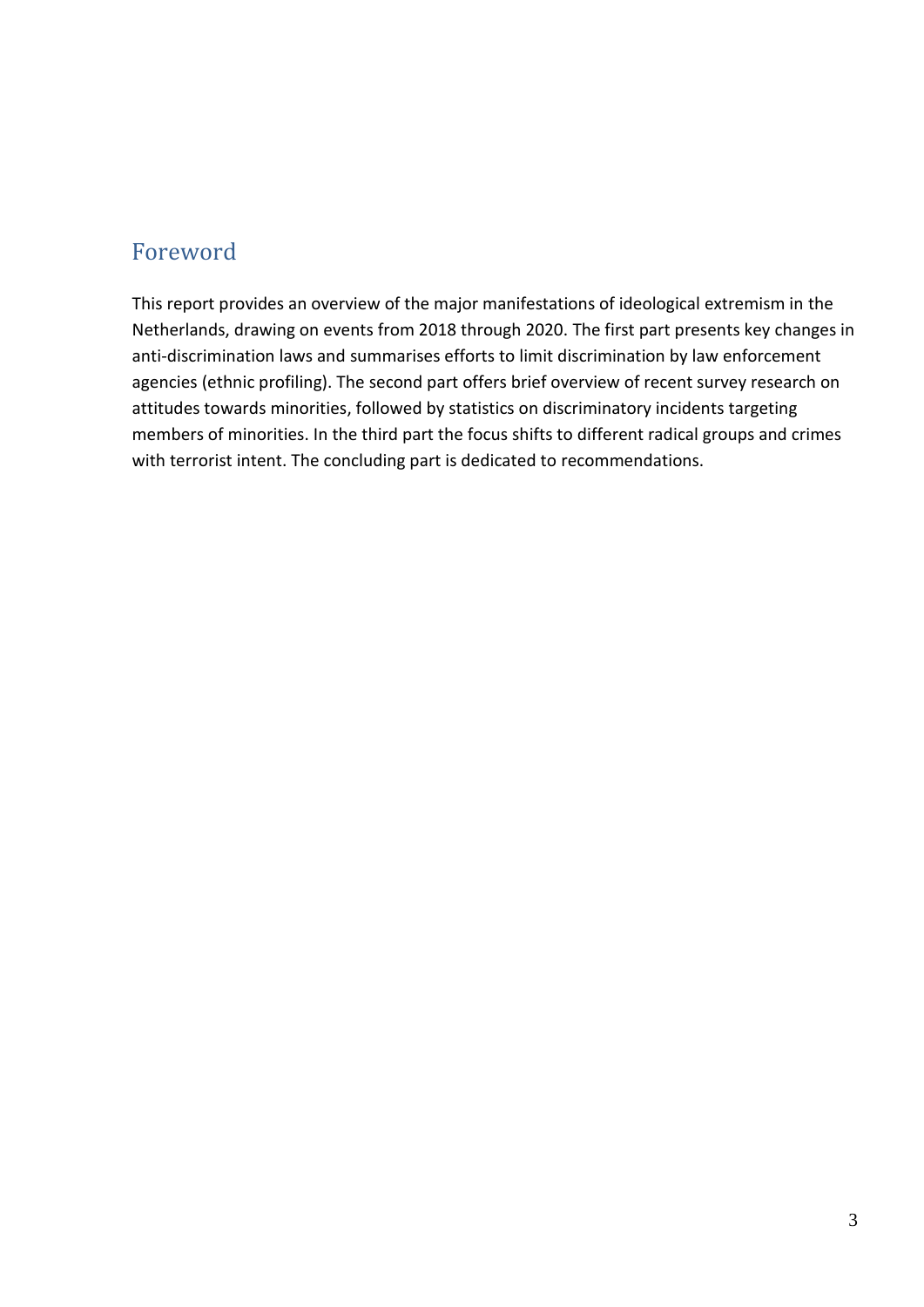## Foreword

This report provides an overview of the major manifestations of ideological extremism in the Netherlands, drawing on events from 2018 through 2020. The first part presents key changes in anti-discrimination laws and summarises efforts to limit discrimination by law enforcement agencies (ethnic profiling). The second part offers brief overview of recent survey research on attitudes towards minorities, followed by statistics on discriminatory incidents targeting members of minorities. In the third part the focus shifts to different radical groups and crimes with terrorist intent. The concluding part is dedicated to recommendations.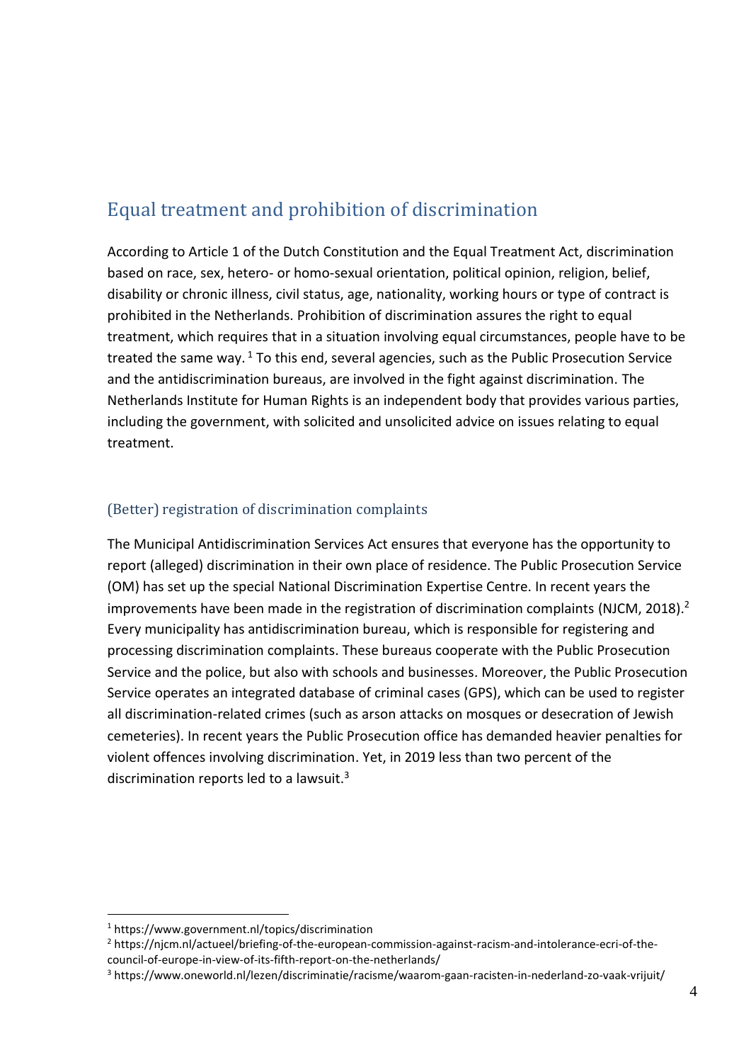## Equal treatment and prohibition of discrimination

According to Article 1 of the Dutch Constitution and the Equal Treatment Act, discrimination based on race, sex, hetero- or homo-sexual orientation, political opinion, religion, belief, disability or chronic illness, civil status, age, nationality, working hours or type of contract is prohibited in the Netherlands. Prohibition of discrimination assures the right to equal treatment, which requires that in a situation involving equal circumstances, people have to be treated the same way. [1] To this end, several agencies, such as the Public Prosecution Service and the antidiscrimination bureaus, are involved in the fight against discrimination. The Netherlands Institute for Human Rights is an independent body that provides various parties, including the government, with solicited and unsolicited advice on issues relating to equal treatment.

### (Better) registration of discrimination complaints

The Municipal Antidiscrimination Services Act ensures that everyone has the opportunity to report (alleged) discrimination in their own place of residence. The Public Prosecution Service (OM) has set up the special National Discrimination Expertise Centre. In recent years the improvements have been made in the registration of discrimination complaints (NJCM, 2018).[2] Every municipality has antidiscrimination bureau, which is responsible for registering and processing discrimination complaints. These bureaus cooperate with the Public Prosecution Service and the police, but also with schools and businesses. Moreover, the Public Prosecution Service operates an integrated database of criminal cases (GPS), which can be used to register all discrimination-related crimes (such as arson attacks on mosques or desecration of Jewish cemeteries). In recent years the Public Prosecution office has demanded heavier penalties for violent offences involving discrimination. Yet, in 2019 less than two percent of the discrimination reports led to a lawsuit.[3]

---

[1] https://www.government.nl/topics/discrimination

[2] https://njcm.nl/actueel/briefing-of-the-european-commission-against-racism-and-intolerance-ecri-of-the-council-of-europe-in-view-of-its-fifth-report-on-the-netherlands/

[3] https://www.oneworld.nl/lezen/discriminatie/racisme/waarom-gaan-racisten-in-nederland-zo-vaak-vrijuit/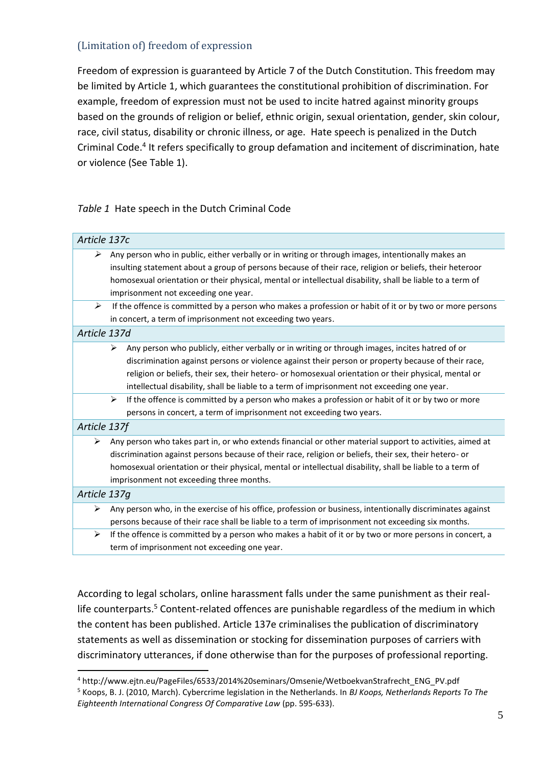## (Limitation of) freedom of expression

Freedom of expression is guaranteed by Article 7 of the Dutch Constitution. This freedom may be limited by Article 1, which guarantees the constitutional prohibition of discrimination. For example, freedom of expression must not be used to incite hatred against minority groups based on the grounds of religion or belief, ethnic origin, sexual orientation, gender, skin colour, race, civil status, disability or chronic illness, or age. Hate speech is penalized in the Dutch Criminal Code.[4] It refers specifically to group defamation and incitement of discrimination, hate or violence (See Table 1).

*Table 1* Hate speech in the Dutch Criminal Code

| |
|---|
| *Article 137c* |
| ➢ Any person who in public, either verbally or in writing or through images, intentionally makes an insulting statement about a group of persons because of their race, religion or beliefs, their heteroor homosexual orientation or their physical, mental or intellectual disability, shall be liable to a term of imprisonment not exceeding one year. |
| ➢ If the offence is committed by a person who makes a profession or habit of it or by two or more persons in concert, a term of imprisonment not exceeding two years. |
| *Article 137d* |
| ➢ Any person who publicly, either verbally or in writing or through images, incites hatred of or discrimination against persons or violence against their person or property because of their race, religion or beliefs, their sex, their hetero- or homosexual orientation or their physical, mental or intellectual disability, shall be liable to a term of imprisonment not exceeding one year. |
| ➢ If the offence is committed by a person who makes a profession or habit of it or by two or more persons in concert, a term of imprisonment not exceeding two years. |
| *Article 137f* |
| ➢ Any person who takes part in, or who extends financial or other material support to activities, aimed at discrimination against persons because of their race, religion or beliefs, their sex, their hetero- or homosexual orientation or their physical, mental or intellectual disability, shall be liable to a term of imprisonment not exceeding three months. |
| *Article 137g* |
| ➢ Any person who, in the exercise of his office, profession or business, intentionally discriminates against persons because of their race shall be liable to a term of imprisonment not exceeding six months. |
| ➢ If the offence is committed by a person who makes a habit of it or by two or more persons in concert, a term of imprisonment not exceeding one year. |

According to legal scholars, online harassment falls under the same punishment as their real-life counterparts.[5] Content-related offences are punishable regardless of the medium in which the content has been published. Article 137e criminalises the publication of discriminatory statements as well as dissemination or stocking for dissemination purposes of carriers with discriminatory utterances, if done otherwise than for the purposes of professional reporting.

[4] http://www.ejtn.eu/PageFiles/6533/2014%20seminars/Omsenie/WetboekvanStrafrecht_ENG_PV.pdf

[5] Koops, B. J. (2010, March). Cybercrime legislation in the Netherlands. In *BJ Koops, Netherlands Reports To The Eighteenth International Congress Of Comparative Law* (pp. 595-633).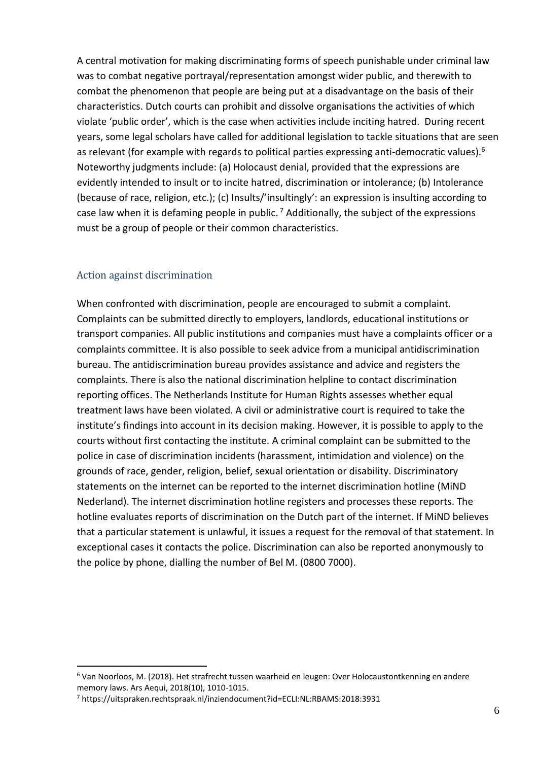A central motivation for making discriminating forms of speech punishable under criminal law was to combat negative portrayal/representation amongst wider public, and therewith to combat the phenomenon that people are being put at a disadvantage on the basis of their characteristics. Dutch courts can prohibit and dissolve organisations the activities of which violate 'public order', which is the case when activities include inciting hatred. During recent years, some legal scholars have called for additional legislation to tackle situations that are seen as relevant (for example with regards to political parties expressing anti-democratic values).[6] Noteworthy judgments include: (a) Holocaust denial, provided that the expressions are evidently intended to insult or to incite hatred, discrimination or intolerance; (b) Intolerance (because of race, religion, etc.); (c) Insults/'insultingly': an expression is insulting according to case law when it is defaming people in public.[7] Additionally, the subject of the expressions must be a group of people or their common characteristics.

## Action against discrimination

When confronted with discrimination, people are encouraged to submit a complaint. Complaints can be submitted directly to employers, landlords, educational institutions or transport companies. All public institutions and companies must have a complaints officer or a complaints committee. It is also possible to seek advice from a municipal antidiscrimination bureau. The antidiscrimination bureau provides assistance and advice and registers the complaints. There is also the national discrimination helpline to contact discrimination reporting offices. The Netherlands Institute for Human Rights assesses whether equal treatment laws have been violated. A civil or administrative court is required to take the institute's findings into account in its decision making. However, it is possible to apply to the courts without first contacting the institute. A criminal complaint can be submitted to the police in case of discrimination incidents (harassment, intimidation and violence) on the grounds of race, gender, religion, belief, sexual orientation or disability. Discriminatory statements on the internet can be reported to the internet discrimination hotline (MiND Nederland). The internet discrimination hotline registers and processes these reports. The hotline evaluates reports of discrimination on the Dutch part of the internet. If MiND believes that a particular statement is unlawful, it issues a request for the removal of that statement. In exceptional cases it contacts the police. Discrimination can also be reported anonymously to the police by phone, dialling the number of Bel M. (0800 7000).

---

[6] Van Noorloos, M. (2018). Het strafrecht tussen waarheid en leugen: Over Holocaustontkenning en andere memory laws. Ars Aequi, 2018(10), 1010-1015.

[7] https://uitspraken.rechtspraak.nl/inziendocument?id=ECLI:NL:RBAMS:2018:3931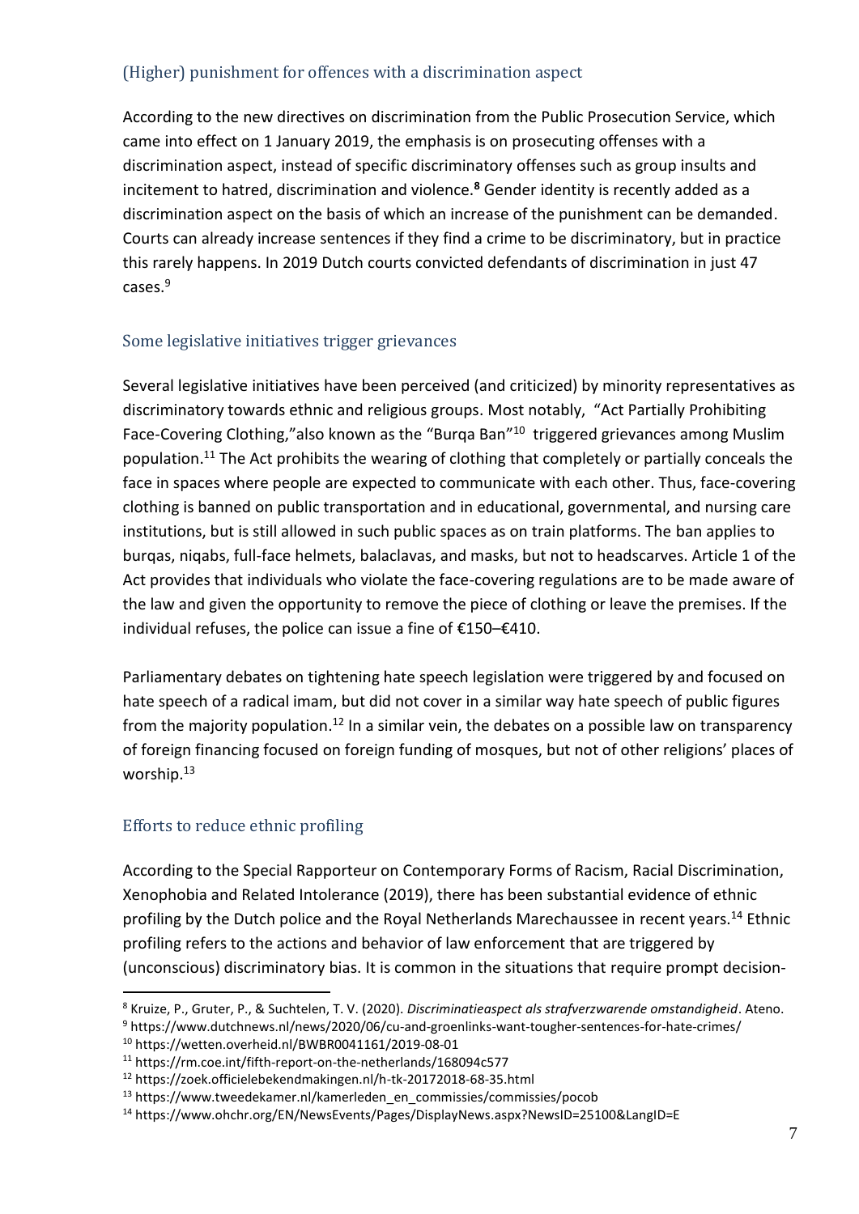## (Higher) punishment for offences with a discrimination aspect

According to the new directives on discrimination from the Public Prosecution Service, which came into effect on 1 January 2019, the emphasis is on prosecuting offenses with a discrimination aspect, instead of specific discriminatory offenses such as group insults and incitement to hatred, discrimination and violence.[8] Gender identity is recently added as a discrimination aspect on the basis of which an increase of the punishment can be demanded. Courts can already increase sentences if they find a crime to be discriminatory, but in practice this rarely happens. In 2019 Dutch courts convicted defendants of discrimination in just 47 cases.[9]

## Some legislative initiatives trigger grievances

Several legislative initiatives have been perceived (and criticized) by minority representatives as discriminatory towards ethnic and religious groups. Most notably, "Act Partially Prohibiting Face-Covering Clothing,"also known as the "Burqa Ban"[10] triggered grievances among Muslim population.[11] The Act prohibits the wearing of clothing that completely or partially conceals the face in spaces where people are expected to communicate with each other. Thus, face-covering clothing is banned on public transportation and in educational, governmental, and nursing care institutions, but is still allowed in such public spaces as on train platforms. The ban applies to burqas, niqabs, full-face helmets, balaclavas, and masks, but not to headscarves. Article 1 of the Act provides that individuals who violate the face-covering regulations are to be made aware of the law and given the opportunity to remove the piece of clothing or leave the premises. If the individual refuses, the police can issue a fine of €150–€410.

Parliamentary debates on tightening hate speech legislation were triggered by and focused on hate speech of a radical imam, but did not cover in a similar way hate speech of public figures from the majority population.[12] In a similar vein, the debates on a possible law on transparency of foreign financing focused on foreign funding of mosques, but not of other religions' places of worship.[13]

## Efforts to reduce ethnic profiling

According to the Special Rapporteur on Contemporary Forms of Racism, Racial Discrimination, Xenophobia and Related Intolerance (2019), there has been substantial evidence of ethnic profiling by the Dutch police and the Royal Netherlands Marechaussee in recent years.[14] Ethnic profiling refers to the actions and behavior of law enforcement that are triggered by (unconscious) discriminatory bias. It is common in the situations that require prompt decision-

---

[8] Kruize, P., Gruter, P., & Suchtelen, T. V. (2020). *Discriminatieaspect als strafverzwarende omstandigheid*. Ateno.

[9] https://www.dutchnews.nl/news/2020/06/cu-and-groenlinks-want-tougher-sentences-for-hate-crimes/

[10] https://wetten.overheid.nl/BWBR0041161/2019-08-01

[11] https://rm.coe.int/fifth-report-on-the-netherlands/168094c577

[12] https://zoek.officielebekendmakingen.nl/h-tk-20172018-68-35.html

[13] https://www.tweedekamer.nl/kamerleden_commissies/commissies/pocob

[14] https://www.ohchr.org/EN/NewsEvents/Pages/DisplayNews.aspx?NewsID=25100&LangID=E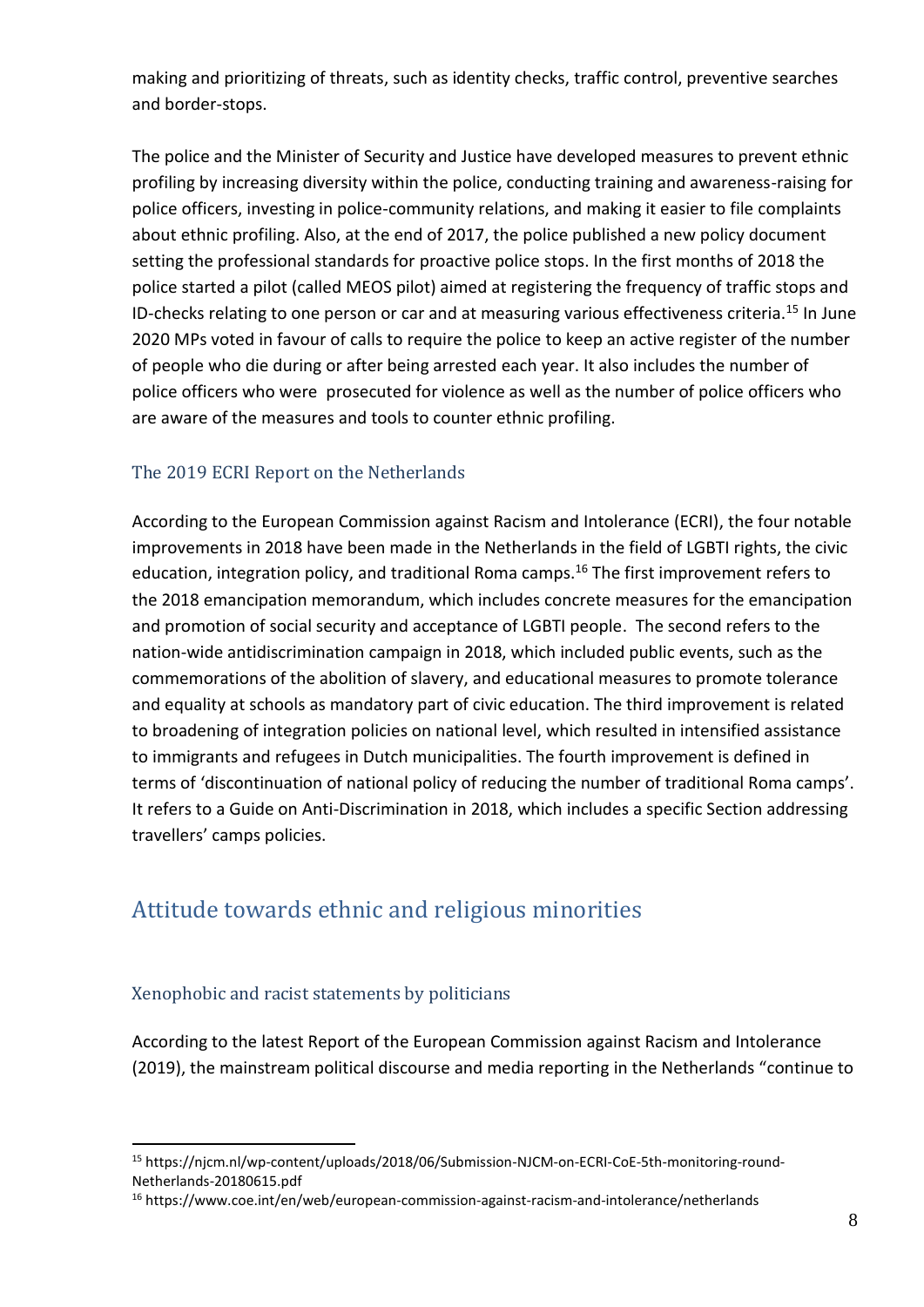making and prioritizing of threats, such as identity checks, traffic control, preventive searches and border-stops.

The police and the Minister of Security and Justice have developed measures to prevent ethnic profiling by increasing diversity within the police, conducting training and awareness-raising for police officers, investing in police-community relations, and making it easier to file complaints about ethnic profiling. Also, at the end of 2017, the police published a new policy document setting the professional standards for proactive police stops. In the first months of 2018 the police started a pilot (called MEOS pilot) aimed at registering the frequency of traffic stops and ID-checks relating to one person or car and at measuring various effectiveness criteria.[15] In June 2020 MPs voted in favour of calls to require the police to keep an active register of the number of people who die during or after being arrested each year. It also includes the number of police officers who were prosecuted for violence as well as the number of police officers who are aware of the measures and tools to counter ethnic profiling.

### The 2019 ECRI Report on the Netherlands

According to the European Commission against Racism and Intolerance (ECRI), the four notable improvements in 2018 have been made in the Netherlands in the field of LGBTI rights, the civic education, integration policy, and traditional Roma camps.[16] The first improvement refers to the 2018 emancipation memorandum, which includes concrete measures for the emancipation and promotion of social security and acceptance of LGBTI people. The second refers to the nation-wide antidiscrimination campaign in 2018, which included public events, such as the commemorations of the abolition of slavery, and educational measures to promote tolerance and equality at schools as mandatory part of civic education. The third improvement is related to broadening of integration policies on national level, which resulted in intensified assistance to immigrants and refugees in Dutch municipalities. The fourth improvement is defined in terms of 'discontinuation of national policy of reducing the number of traditional Roma camps'. It refers to a Guide on Anti-Discrimination in 2018, which includes a specific Section addressing travellers' camps policies.

## Attitude towards ethnic and religious minorities

### Xenophobic and racist statements by politicians

According to the latest Report of the European Commission against Racism and Intolerance (2019), the mainstream political discourse and media reporting in the Netherlands "continue to

---

[15] https://njcm.nl/wp-content/uploads/2018/06/Submission-NJCM-on-ECRI-CoE-5th-monitoring-round-Netherlands-20180615.pdf

[16] https://www.coe.int/en/web/european-commission-against-racism-and-intolerance/netherlands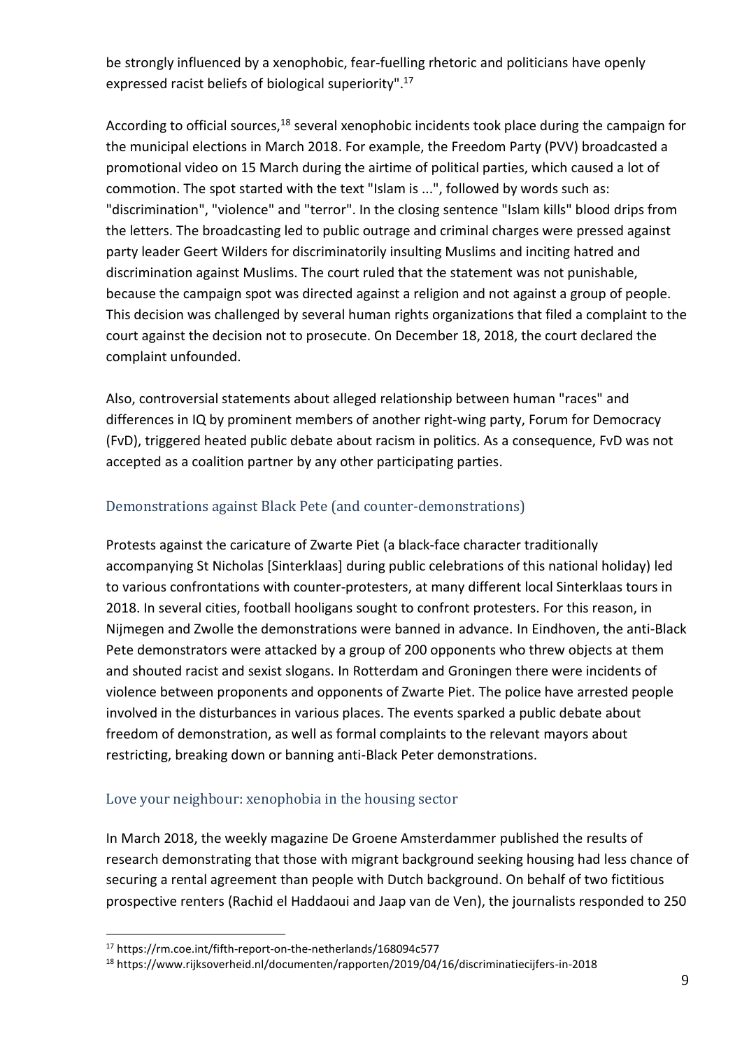be strongly influenced by a xenophobic, fear-fuelling rhetoric and politicians have openly expressed racist beliefs of biological superiority".[17]

According to official sources,[18] several xenophobic incidents took place during the campaign for the municipal elections in March 2018. For example, the Freedom Party (PVV) broadcasted a promotional video on 15 March during the airtime of political parties, which caused a lot of commotion. The spot started with the text "Islam is ...", followed by words such as: "discrimination", "violence" and "terror". In the closing sentence "Islam kills" blood drips from the letters. The broadcasting led to public outrage and criminal charges were pressed against party leader Geert Wilders for discriminatorily insulting Muslims and inciting hatred and discrimination against Muslims. The court ruled that the statement was not punishable, because the campaign spot was directed against a religion and not against a group of people. This decision was challenged by several human rights organizations that filed a complaint to the court against the decision not to prosecute. On December 18, 2018, the court declared the complaint unfounded.

Also, controversial statements about alleged relationship between human "races" and differences in IQ by prominent members of another right-wing party, Forum for Democracy (FvD), triggered heated public debate about racism in politics. As a consequence, FvD was not accepted as a coalition partner by any other participating parties.

## Demonstrations against Black Pete (and counter-demonstrations)

Protests against the caricature of Zwarte Piet (a black-face character traditionally accompanying St Nicholas [Sinterklaas] during public celebrations of this national holiday) led to various confrontations with counter-protesters, at many different local Sinterklaas tours in 2018. In several cities, football hooligans sought to confront protesters. For this reason, in Nijmegen and Zwolle the demonstrations were banned in advance. In Eindhoven, the anti-Black Pete demonstrators were attacked by a group of 200 opponents who threw objects at them and shouted racist and sexist slogans. In Rotterdam and Groningen there were incidents of violence between proponents and opponents of Zwarte Piet. The police have arrested people involved in the disturbances in various places. The events sparked a public debate about freedom of demonstration, as well as formal complaints to the relevant mayors about restricting, breaking down or banning anti-Black Peter demonstrations.

## Love your neighbour: xenophobia in the housing sector

In March 2018, the weekly magazine De Groene Amsterdammer published the results of research demonstrating that those with migrant background seeking housing had less chance of securing a rental agreement than people with Dutch background. On behalf of two fictitious prospective renters (Rachid el Haddaoui and Jaap van de Ven), the journalists responded to 250

---

[17] https://rm.coe.int/fifth-report-on-the-netherlands/168094c577

[18] https://www.rijksoverheid.nl/documenten/rapporten/2019/04/16/discriminatiecijfers-in-2018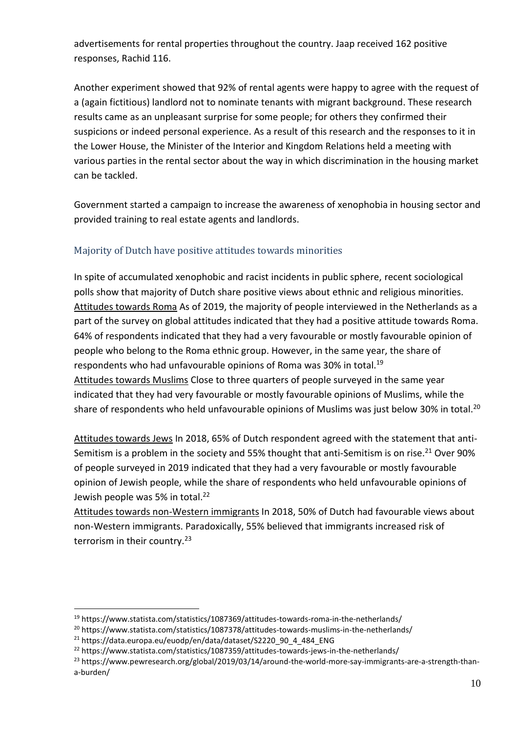advertisements for rental properties throughout the country. Jaap received 162 positive responses, Rachid 116.

Another experiment showed that 92% of rental agents were happy to agree with the request of a (again fictitious) landlord not to nominate tenants with migrant background. These research results came as an unpleasant surprise for some people; for others they confirmed their suspicions or indeed personal experience. As a result of this research and the responses to it in the Lower House, the Minister of the Interior and Kingdom Relations held a meeting with various parties in the rental sector about the way in which discrimination in the housing market can be tackled.

Government started a campaign to increase the awareness of xenophobia in housing sector and provided training to real estate agents and landlords.

## Majority of Dutch have positive attitudes towards minorities

In spite of accumulated xenophobic and racist incidents in public sphere, recent sociological polls show that majority of Dutch share positive views about ethnic and religious minorities. Attitudes towards Roma As of 2019, the majority of people interviewed in the Netherlands as a part of the survey on global attitudes indicated that they had a positive attitude towards Roma. 64% of respondents indicated that they had a very favourable or mostly favourable opinion of people who belong to the Roma ethnic group. However, in the same year, the share of respondents who had unfavourable opinions of Roma was 30% in total.[19]
Attitudes towards Muslims Close to three quarters of people surveyed in the same year indicated that they had very favourable or mostly favourable opinions of Muslims, while the share of respondents who held unfavourable opinions of Muslims was just below 30% in total.[20]

Attitudes towards Jews In 2018, 65% of Dutch respondent agreed with the statement that anti-Semitism is a problem in the society and 55% thought that anti-Semitism is on rise.[21] Over 90% of people surveyed in 2019 indicated that they had a very favourable or mostly favourable opinion of Jewish people, while the share of respondents who held unfavourable opinions of Jewish people was 5% in total.[22]
Attitudes towards non-Western immigrants In 2018, 50% of Dutch had favourable views about non-Western immigrants. Paradoxically, 55% believed that immigrants increased risk of terrorism in their country.[23]

---

[19] https://www.statista.com/statistics/1087369/attitudes-towards-roma-in-the-netherlands/
[20] https://www.statista.com/statistics/1087378/attitudes-towards-muslims-in-the-netherlands/
[21] https://data.europa.eu/euodp/en/data/dataset/S2220_90_4_484_ENG
[22] https://www.statista.com/statistics/1087359/attitudes-towards-jews-in-the-netherlands/
[23] https://www.pewresearch.org/global/2019/03/14/around-the-world-more-say-immigrants-are-a-strength-than-a-burden/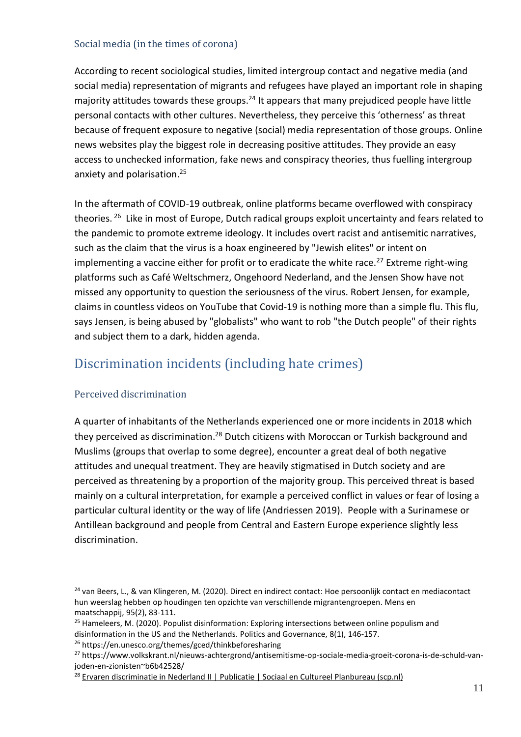### Social media (in the times of corona)

According to recent sociological studies, limited intergroup contact and negative media (and social media) representation of migrants and refugees have played an important role in shaping majority attitudes towards these groups.[24] It appears that many prejudiced people have little personal contacts with other cultures. Nevertheless, they perceive this 'otherness' as threat because of frequent exposure to negative (social) media representation of those groups. Online news websites play the biggest role in decreasing positive attitudes. They provide an easy access to unchecked information, fake news and conspiracy theories, thus fuelling intergroup anxiety and polarisation.[25]

In the aftermath of COVID-19 outbreak, online platforms became overflowed with conspiracy theories. [26] Like in most of Europe, Dutch radical groups exploit uncertainty and fears related to the pandemic to promote extreme ideology. It includes overt racist and antisemitic narratives, such as the claim that the virus is a hoax engineered by "Jewish elites" or intent on implementing a vaccine either for profit or to eradicate the white race.[27] Extreme right-wing platforms such as Café Weltschmerz, Ongehoord Nederland, and the Jensen Show have not missed any opportunity to question the seriousness of the virus. Robert Jensen, for example, claims in countless videos on YouTube that Covid-19 is nothing more than a simple flu. This flu, says Jensen, is being abused by "globalists" who want to rob "the Dutch people" of their rights and subject them to a dark, hidden agenda.

## Discrimination incidents (including hate crimes)

### Perceived discrimination

A quarter of inhabitants of the Netherlands experienced one or more incidents in 2018 which they perceived as discrimination.[28] Dutch citizens with Moroccan or Turkish background and Muslims (groups that overlap to some degree), encounter a great deal of both negative attitudes and unequal treatment. They are heavily stigmatised in Dutch society and are perceived as threatening by a proportion of the majority group. This perceived threat is based mainly on a cultural interpretation, for example a perceived conflict in values or fear of losing a particular cultural identity or the way of life (Andriessen 2019). People with a Surinamese or Antillean background and people from Central and Eastern Europe experience slightly less discrimination.

---

[24] van Beers, L., & van Klingeren, M. (2020). Direct en indirect contact: Hoe persoonlijk contact en mediacontact hun weerslag hebben op houdingen ten opzichte van verschillende migrantengroepen. Mens en maatschappij, 95(2), 83-111.

[25] Hameleers, M. (2020). Populist disinformation: Exploring intersections between online populism and disinformation in the US and the Netherlands. Politics and Governance, 8(1), 146-157.

[26] https://en.unesco.org/themes/gced/thinkbeforesharing

[27] https://www.volkskrant.nl/nieuws-achtergrond/antisemitisme-op-sociale-media-groeit-corona-is-de-schuld-van-joden-en-zionisten~b6b42528/

[28] Ervaren discriminatie in Nederland II | Publicatie | Sociaal en Cultureel Planbureau (scp.nl)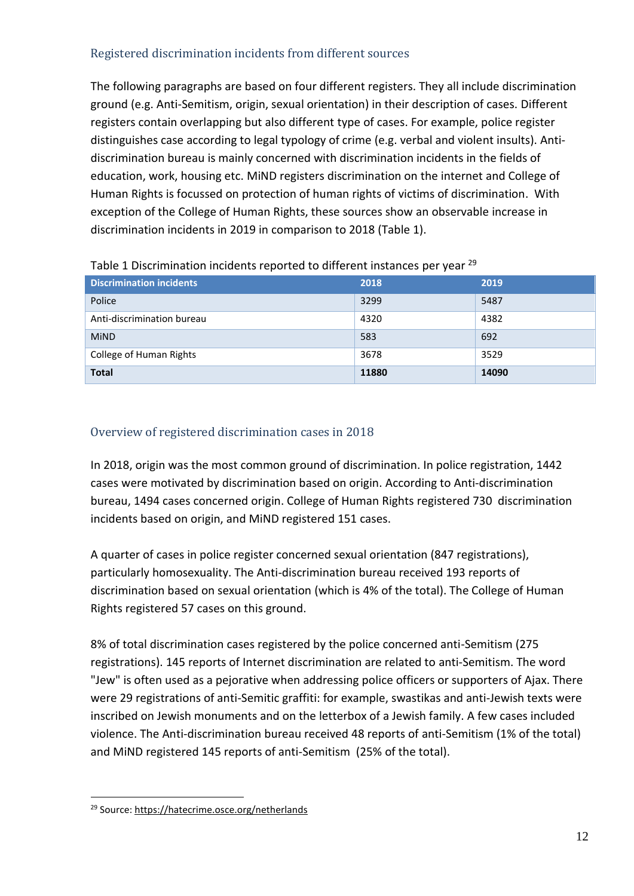## Registered discrimination incidents from different sources

The following paragraphs are based on four different registers. They all include discrimination ground (e.g. Anti-Semitism, origin, sexual orientation) in their description of cases. Different registers contain overlapping but also different type of cases. For example, police register distinguishes case according to legal typology of crime (e.g. verbal and violent insults). Anti-discrimination bureau is mainly concerned with discrimination incidents in the fields of education, work, housing etc. MiND registers discrimination on the internet and College of Human Rights is focussed on protection of human rights of victims of discrimination. With exception of the College of Human Rights, these sources show an observable increase in discrimination incidents in 2019 in comparison to 2018 (Table 1).

Table 1 Discrimination incidents reported to different instances per year [29]

| Discrimination incidents | 2018 | 2019 |
|---|---|---|
| Police | 3299 | 5487 |
| Anti-discrimination bureau | 4320 | 4382 |
| MiND | 583 | 692 |
| College of Human Rights | 3678 | 3529 |
| **Total** | **11880** | **14090** |

## Overview of registered discrimination cases in 2018

In 2018, origin was the most common ground of discrimination. In police registration, 1442 cases were motivated by discrimination based on origin. According to Anti-discrimination bureau, 1494 cases concerned origin. College of Human Rights registered 730 discrimination incidents based on origin, and MiND registered 151 cases.

A quarter of cases in police register concerned sexual orientation (847 registrations), particularly homosexuality. The Anti-discrimination bureau received 193 reports of discrimination based on sexual orientation (which is 4% of the total). The College of Human Rights registered 57 cases on this ground.

8% of total discrimination cases registered by the police concerned anti-Semitism (275 registrations). 145 reports of Internet discrimination are related to anti-Semitism. The word "Jew" is often used as a pejorative when addressing police officers or supporters of Ajax. There were 29 registrations of anti-Semitic graffiti: for example, swastikas and anti-Jewish texts were inscribed on Jewish monuments and on the letterbox of a Jewish family. A few cases included violence. The Anti-discrimination bureau received 48 reports of anti-Semitism (1% of the total) and MiND registered 145 reports of anti-Semitism (25% of the total).

---

[29] Source: https://hatecrime.osce.org/netherlands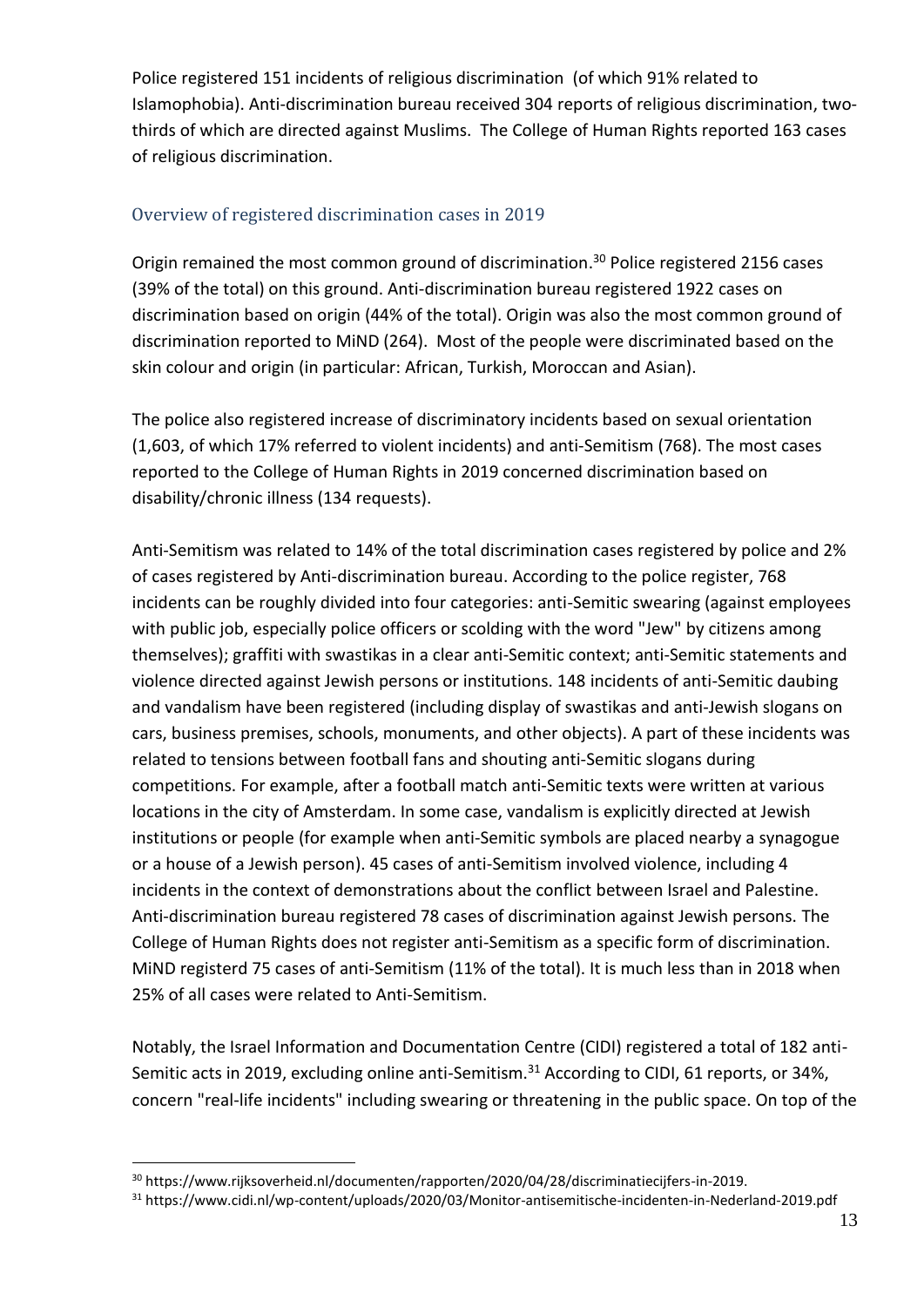Police registered 151 incidents of religious discrimination (of which 91% related to Islamophobia). Anti-discrimination bureau received 304 reports of religious discrimination, two-thirds of which are directed against Muslims. The College of Human Rights reported 163 cases of religious discrimination.

## Overview of registered discrimination cases in 2019

Origin remained the most common ground of discrimination.[30] Police registered 2156 cases (39% of the total) on this ground. Anti-discrimination bureau registered 1922 cases on discrimination based on origin (44% of the total). Origin was also the most common ground of discrimination reported to MiND (264). Most of the people were discriminated based on the skin colour and origin (in particular: African, Turkish, Moroccan and Asian).

The police also registered increase of discriminatory incidents based on sexual orientation (1,603, of which 17% referred to violent incidents) and anti-Semitism (768). The most cases reported to the College of Human Rights in 2019 concerned discrimination based on disability/chronic illness (134 requests).

Anti-Semitism was related to 14% of the total discrimination cases registered by police and 2% of cases registered by Anti-discrimination bureau. According to the police register, 768 incidents can be roughly divided into four categories: anti-Semitic swearing (against employees with public job, especially police officers or scolding with the word "Jew" by citizens among themselves); graffiti with swastikas in a clear anti-Semitic context; anti-Semitic statements and violence directed against Jewish persons or institutions. 148 incidents of anti-Semitic daubing and vandalism have been registered (including display of swastikas and anti-Jewish slogans on cars, business premises, schools, monuments, and other objects). A part of these incidents was related to tensions between football fans and shouting anti-Semitic slogans during competitions. For example, after a football match anti-Semitic texts were written at various locations in the city of Amsterdam. In some case, vandalism is explicitly directed at Jewish institutions or people (for example when anti-Semitic symbols are placed nearby a synagogue or a house of a Jewish person). 45 cases of anti-Semitism involved violence, including 4 incidents in the context of demonstrations about the conflict between Israel and Palestine. Anti-discrimination bureau registered 78 cases of discrimination against Jewish persons. The College of Human Rights does not register anti-Semitism as a specific form of discrimination. MiND registerd 75 cases of anti-Semitism (11% of the total). It is much less than in 2018 when 25% of all cases were related to Anti-Semitism.

Notably, the Israel Information and Documentation Centre (CIDI) registered a total of 182 anti-Semitic acts in 2019, excluding online anti-Semitism.[31] According to CIDI, 61 reports, or 34%, concern "real-life incidents" including swearing or threatening in the public space. On top of the

[30] https://www.rijksoverheid.nl/documenten/rapporten/2020/04/28/discriminatiecijfers-in-2019.

[31] https://www.cidi.nl/wp-content/uploads/2020/03/Monitor-antisemitische-incidenten-in-Nederland-2019.pdf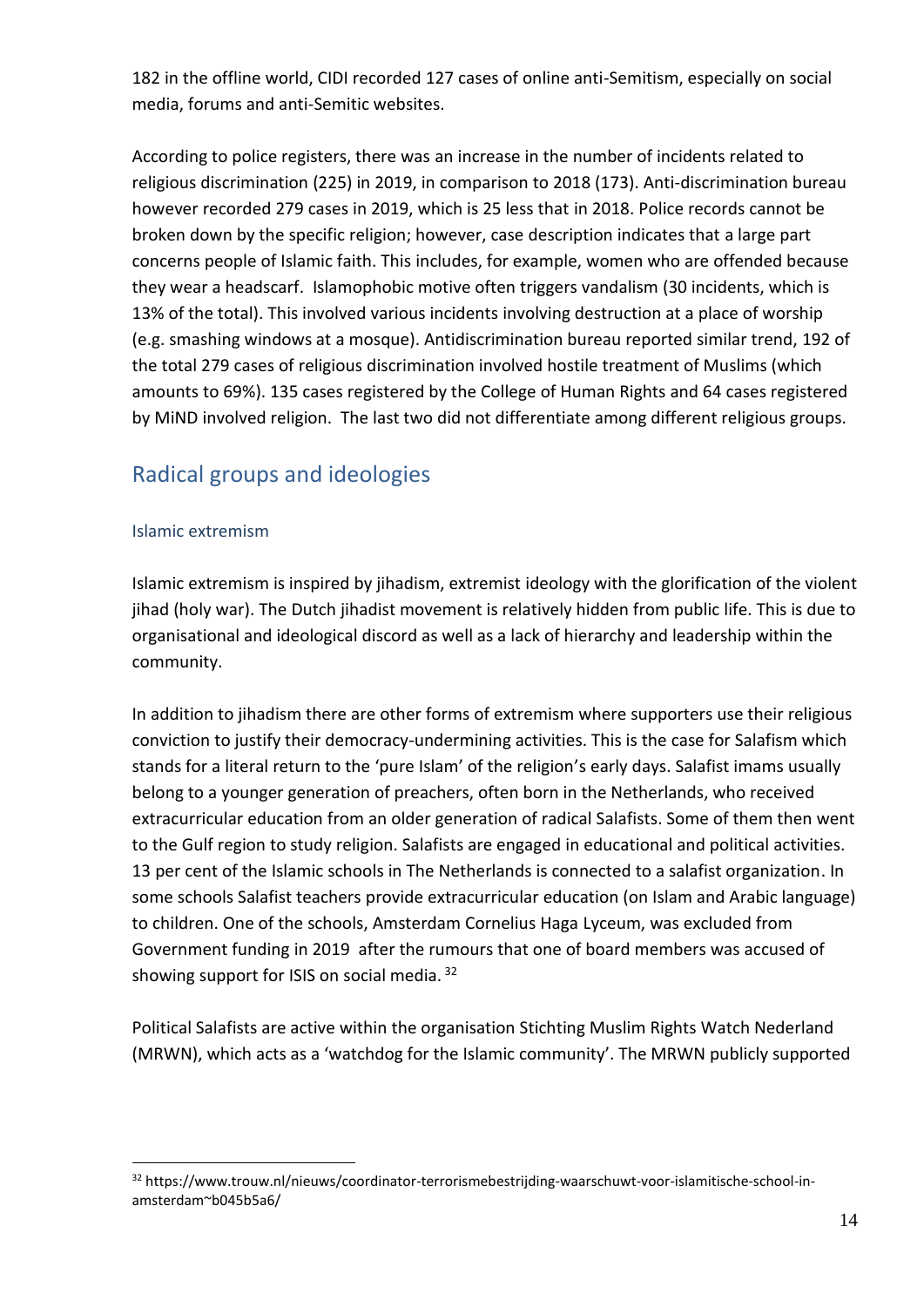182 in the offline world, CIDI recorded 127 cases of online anti-Semitism, especially on social media, forums and anti-Semitic websites.

According to police registers, there was an increase in the number of incidents related to religious discrimination (225) in 2019, in comparison to 2018 (173). Anti-discrimination bureau however recorded 279 cases in 2019, which is 25 less that in 2018. Police records cannot be broken down by the specific religion; however, case description indicates that a large part concerns people of Islamic faith. This includes, for example, women who are offended because they wear a headscarf. Islamophobic motive often triggers vandalism (30 incidents, which is 13% of the total). This involved various incidents involving destruction at a place of worship (e.g. smashing windows at a mosque). Antidiscrimination bureau reported similar trend, 192 of the total 279 cases of religious discrimination involved hostile treatment of Muslims (which amounts to 69%). 135 cases registered by the College of Human Rights and 64 cases registered by MiND involved religion. The last two did not differentiate among different religious groups.

## Radical groups and ideologies

### Islamic extremism

Islamic extremism is inspired by jihadism, extremist ideology with the glorification of the violent jihad (holy war). The Dutch jihadist movement is relatively hidden from public life. This is due to organisational and ideological discord as well as a lack of hierarchy and leadership within the community.

In addition to jihadism there are other forms of extremism where supporters use their religious conviction to justify their democracy-undermining activities. This is the case for Salafism which stands for a literal return to the 'pure Islam' of the religion's early days. Salafist imams usually belong to a younger generation of preachers, often born in the Netherlands, who received extracurricular education from an older generation of radical Salafists. Some of them then went to the Gulf region to study religion. Salafists are engaged in educational and political activities. 13 per cent of the Islamic schools in The Netherlands is connected to a salafist organization. In some schools Salafist teachers provide extracurricular education (on Islam and Arabic language) to children. One of the schools, Amsterdam Cornelius Haga Lyceum, was excluded from Government funding in 2019 after the rumours that one of board members was accused of showing support for ISIS on social media. [32]

Political Salafists are active within the organisation Stichting Muslim Rights Watch Nederland (MRWN), which acts as a 'watchdog for the Islamic community'. The MRWN publicly supported

[32] https://www.trouw.nl/nieuws/coordinator-terrorismebestrijding-waarschuwt-voor-islamitische-school-in-amsterdam~b045b5a6/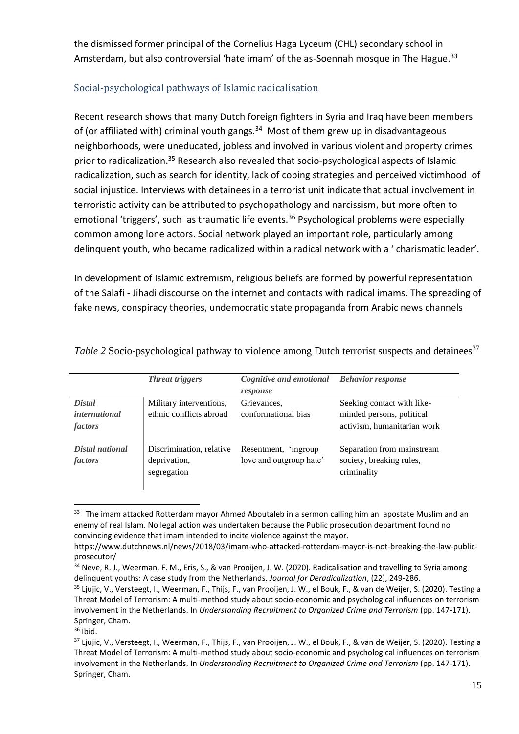the dismissed former principal of the Cornelius Haga Lyceum (CHL) secondary school in Amsterdam, but also controversial 'hate imam' of the as-Soennah mosque in The Hague.[33]

## Social-psychological pathways of Islamic radicalisation

Recent research shows that many Dutch foreign fighters in Syria and Iraq have been members of (or affiliated with) criminal youth gangs.[34] Most of them grew up in disadvantageous neighborhoods, were uneducated, jobless and involved in various violent and property crimes prior to radicalization.[35] Research also revealed that socio-psychological aspects of Islamic radicalization, such as search for identity, lack of coping strategies and perceived victimhood of social injustice. Interviews with detainees in a terrorist unit indicate that actual involvement in terroristic activity can be attributed to psychopathology and narcissism, but more often to emotional 'triggers', such as traumatic life events.[36] Psychological problems were especially common among lone actors. Social network played an important role, particularly among delinquent youth, who became radicalized within a radical network with a ' charismatic leader'.

In development of Islamic extremism, religious beliefs are formed by powerful representation of the Salafi - Jihadi discourse on the internet and contacts with radical imams. The spreading of fake news, conspiracy theories, undemocratic state propaganda from Arabic news channels

*Table 2* Socio-psychological pathway to violence among Dutch terrorist suspects and detainees[37]

| | *Threat triggers* | *Cognitive and emotional response* | *Behavior response* |
|---|---|---|---|
| ***Distal international factors*** | Military interventions, ethnic conflicts abroad | Grievances, conformational bias | Seeking contact with like-minded persons, political activism, humanitarian work |
| ***Distal national factors*** | Discrimination, relative deprivation, segregation | Resentment, 'ingroup love and outgroup hate' | Separation from mainstream society, breaking rules, criminality |

[33] The imam attacked Rotterdam mayor Ahmed Aboutaleb in a sermon calling him an apostate Muslim and an enemy of real Islam. No legal action was undertaken because the Public prosecution department found no convincing evidence that imam intended to incite violence against the mayor. https://www.dutchnews.nl/news/2018/03/imam-who-attacked-rotterdam-mayor-is-not-breaking-the-law-public-prosecutor/

[34] Neve, R. J., Weerman, F. M., Eris, S., & van Prooijen, J. W. (2020). Radicalisation and travelling to Syria among delinquent youths: A case study from the Netherlands. *Journal for Deradicalization*, (22), 249-286.

[35] Ljujic, V., Versteegt, I., Weerman, F., Thijs, F., van Prooijen, J. W., el Bouk, F., & van de Weijer, S. (2020). Testing a Threat Model of Terrorism: A multi-method study about socio-economic and psychological influences on terrorism involvement in the Netherlands. In *Understanding Recruitment to Organized Crime and Terrorism* (pp. 147-171). Springer, Cham.

[36] Ibid.

[37] Ljujic, V., Versteegt, I., Weerman, F., Thijs, F., van Prooijen, J. W., el Bouk, F., & van de Weijer, S. (2020). Testing a Threat Model of Terrorism: A multi-method study about socio-economic and psychological influences on terrorism involvement in the Netherlands. In *Understanding Recruitment to Organized Crime and Terrorism* (pp. 147-171). Springer, Cham.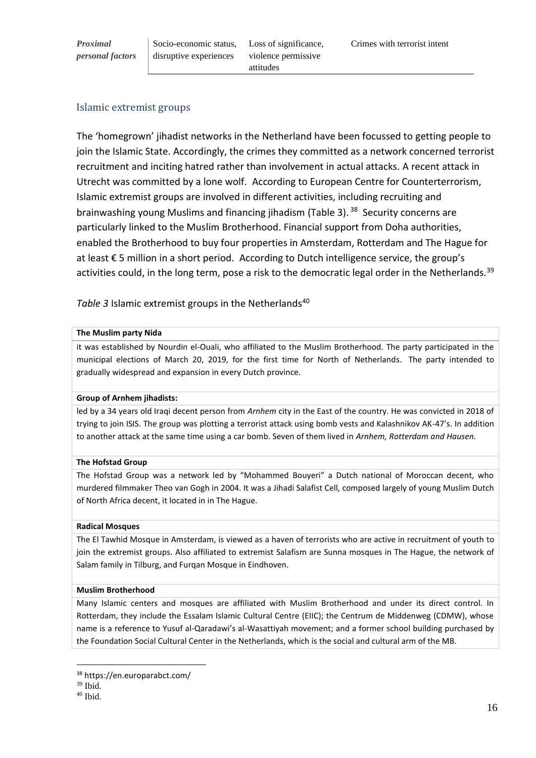| | | | |
|---|---|---|---|
| *Proximal personal factors* | Socio-economic status, disruptive experiences | Loss of significance, violence permissive attitudes | Crimes with terrorist intent |

### Islamic extremist groups

The 'homegrown' jihadist networks in the Netherland have been focussed to getting people to join the Islamic State. Accordingly, the crimes they committed as a network concerned terrorist recruitment and inciting hatred rather than involvement in actual attacks. A recent attack in Utrecht was committed by a lone wolf. According to European Centre for Counterterrorism, Islamic extremist groups are involved in different activities, including recruiting and brainwashing young Muslims and financing jihadism (Table 3).[38] Security concerns are particularly linked to the Muslim Brotherhood. Financial support from Doha authorities, enabled the Brotherhood to buy four properties in Amsterdam, Rotterdam and The Hague for at least € 5 million in a short period. According to Dutch intelligence service, the group's activities could, in the long term, pose a risk to the democratic legal order in the Netherlands.[39]

*Table 3* Islamic extremist groups in the Netherlands[40]

| |
|---|
| **The Muslim party Nida** |
| it was established by Nourdin el-Ouali, who affiliated to the Muslim Brotherhood. The party participated in the municipal elections of March 20, 2019, for the first time for North of Netherlands. The party intended to gradually widespread and expansion in every Dutch province. |
| **Group of Arnhem jihadists:** |
| led by a 34 years old Iraqi decent person from *Arnhem* city in the East of the country. He was convicted in 2018 of trying to join ISIS. The group was plotting a terrorist attack using bomb vests and Kalashnikov AK-47's. In addition to another attack at the same time using a car bomb. Seven of them lived in *Arnhem, Rotterdam and Hausen.* |
| **The Hofstad Group** |
| The Hofstad Group was a network led by "Mohammed Bouyeri" a Dutch national of Moroccan decent, who murdered filmmaker Theo van Gogh in 2004. It was a Jihadi Salafist Cell, composed largely of young Muslim Dutch of North Africa decent, it located in in The Hague. |
| **Radical Mosques** |
| The El Tawhid Mosque in Amsterdam, is viewed as a haven of terrorists who are active in recruitment of youth to join the extremist groups. Also affiliated to extremist Salafism are Sunna mosques in The Hague, the network of Salam family in Tilburg, and Furqan Mosque in Eindhoven. |
| **Muslim Brotherhood** |
| Many Islamic centers and mosques are affiliated with Muslim Brotherhood and under its direct control. In Rotterdam, they include the Essalam Islamic Cultural Centre (EIIC); the Centrum de Middenweg (CDMW), whose name is a reference to Yusuf al-Qaradawi's al-Wasattiyah movement; and a former school building purchased by the Foundation Social Cultural Center in the Netherlands, which is the social and cultural arm of the MB. |

[38] https://en.europarabct.com/

[39] Ibid.

[40] Ibid.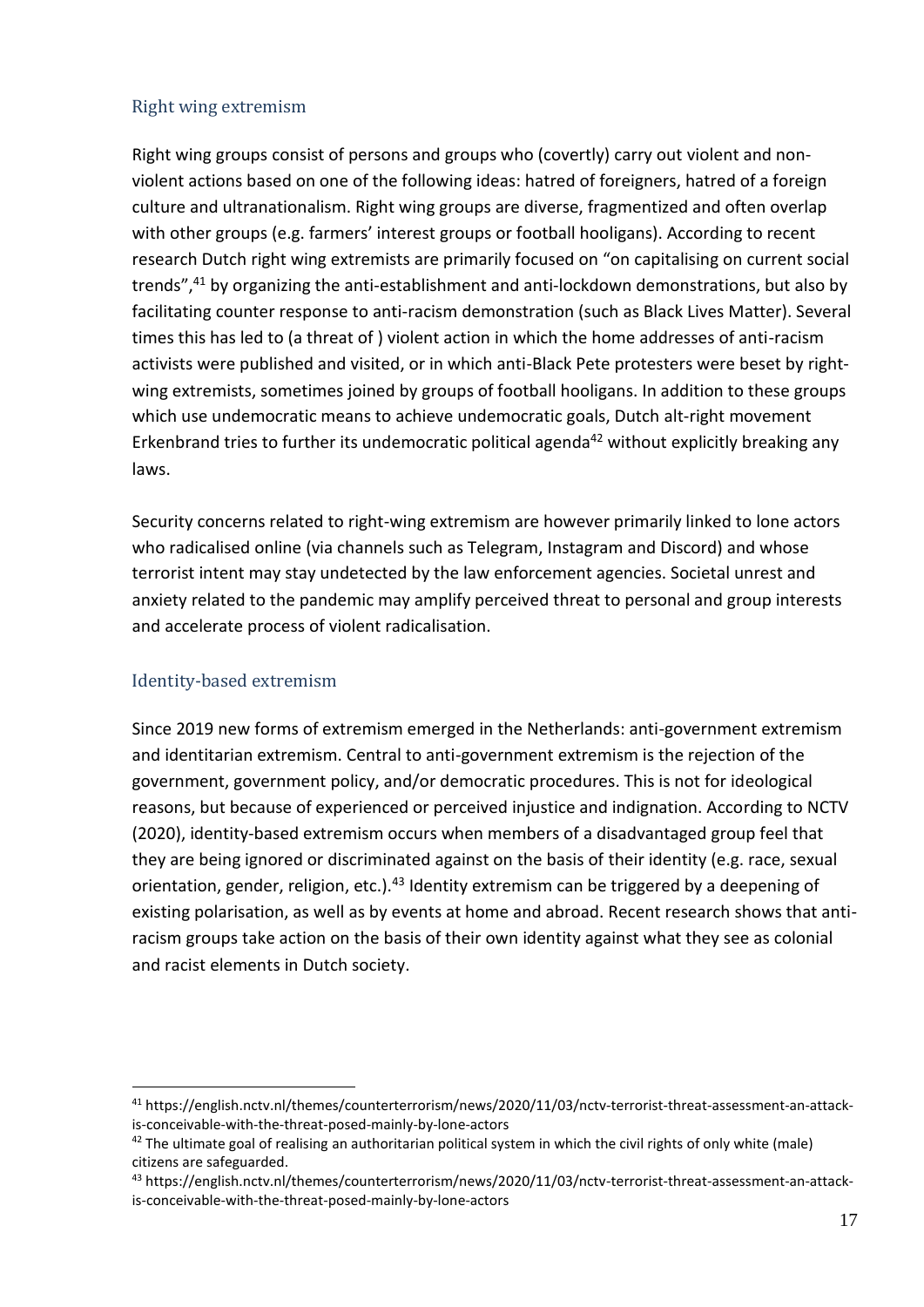## Right wing extremism

Right wing groups consist of persons and groups who (covertly) carry out violent and non-violent actions based on one of the following ideas: hatred of foreigners, hatred of a foreign culture and ultranationalism. Right wing groups are diverse, fragmentized and often overlap with other groups (e.g. farmers' interest groups or football hooligans). According to recent research Dutch right wing extremists are primarily focused on "on capitalising on current social trends",[41] by organizing the anti-establishment and anti-lockdown demonstrations, but also by facilitating counter response to anti-racism demonstration (such as Black Lives Matter). Several times this has led to (a threat of ) violent action in which the home addresses of anti-racism activists were published and visited, or in which anti-Black Pete protesters were beset by right-wing extremists, sometimes joined by groups of football hooligans. In addition to these groups which use undemocratic means to achieve undemocratic goals, Dutch alt-right movement Erkenbrand tries to further its undemocratic political agenda[42] without explicitly breaking any laws.

Security concerns related to right-wing extremism are however primarily linked to lone actors who radicalised online (via channels such as Telegram, Instagram and Discord) and whose terrorist intent may stay undetected by the law enforcement agencies. Societal unrest and anxiety related to the pandemic may amplify perceived threat to personal and group interests and accelerate process of violent radicalisation.

## Identity-based extremism

Since 2019 new forms of extremism emerged in the Netherlands: anti-government extremism and identitarian extremism. Central to anti-government extremism is the rejection of the government, government policy, and/or democratic procedures. This is not for ideological reasons, but because of experienced or perceived injustice and indignation. According to NCTV (2020), identity-based extremism occurs when members of a disadvantaged group feel that they are being ignored or discriminated against on the basis of their identity (e.g. race, sexual orientation, gender, religion, etc.).[43] Identity extremism can be triggered by a deepening of existing polarisation, as well as by events at home and abroad. Recent research shows that anti-racism groups take action on the basis of their own identity against what they see as colonial and racist elements in Dutch society.

---

[41] https://english.nctv.nl/themes/counterterrorism/news/2020/11/03/nctv-terrorist-threat-assessment-an-attack-is-conceivable-with-the-threat-posed-mainly-by-lone-actors

[42] The ultimate goal of realising an authoritarian political system in which the civil rights of only white (male) citizens are safeguarded.

[43] https://english.nctv.nl/themes/counterterrorism/news/2020/11/03/nctv-terrorist-threat-assessment-an-attack-is-conceivable-with-the-threat-posed-mainly-by-lone-actors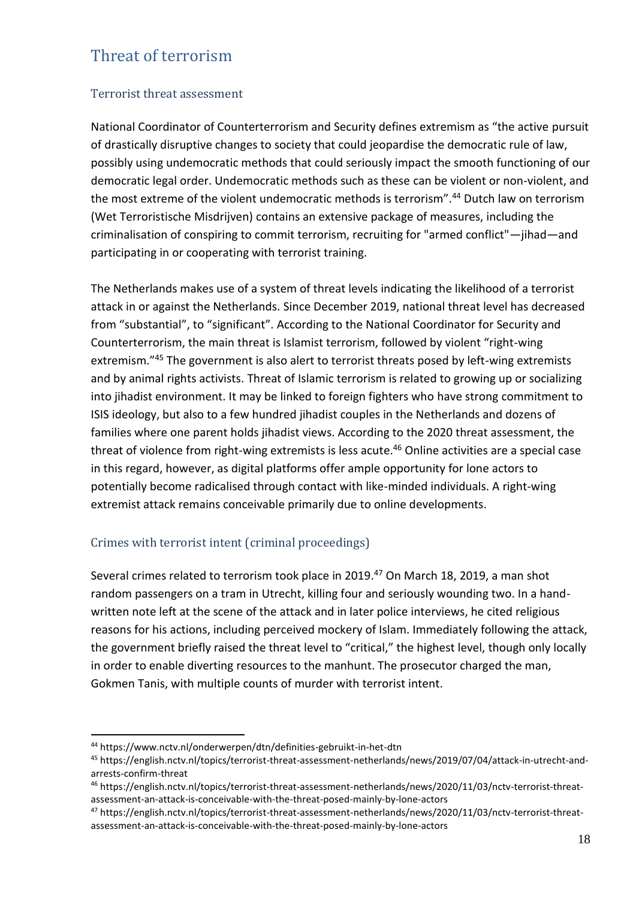## Threat of terrorism

### Terrorist threat assessment

National Coordinator of Counterterrorism and Security defines extremism as "the active pursuit of drastically disruptive changes to society that could jeopardise the democratic rule of law, possibly using undemocratic methods that could seriously impact the smooth functioning of our democratic legal order. Undemocratic methods such as these can be violent or non-violent, and the most extreme of the violent undemocratic methods is terrorism".[44] Dutch law on terrorism (Wet Terroristische Misdrijven) contains an extensive package of measures, including the criminalisation of conspiring to commit terrorism, recruiting for "armed conflict"—jihad—and participating in or cooperating with terrorist training.

The Netherlands makes use of a system of threat levels indicating the likelihood of a terrorist attack in or against the Netherlands. Since December 2019, national threat level has decreased from "substantial", to "significant". According to the National Coordinator for Security and Counterterrorism, the main threat is Islamist terrorism, followed by violent "right-wing extremism."[45] The government is also alert to terrorist threats posed by left-wing extremists and by animal rights activists. Threat of Islamic terrorism is related to growing up or socializing into jihadist environment. It may be linked to foreign fighters who have strong commitment to ISIS ideology, but also to a few hundred jihadist couples in the Netherlands and dozens of families where one parent holds jihadist views. According to the 2020 threat assessment, the threat of violence from right-wing extremists is less acute.[46] Online activities are a special case in this regard, however, as digital platforms offer ample opportunity for lone actors to potentially become radicalised through contact with like-minded individuals. A right-wing extremist attack remains conceivable primarily due to online developments.

### Crimes with terrorist intent (criminal proceedings)

Several crimes related to terrorism took place in 2019.[47] On March 18, 2019, a man shot random passengers on a tram in Utrecht, killing four and seriously wounding two. In a hand-written note left at the scene of the attack and in later police interviews, he cited religious reasons for his actions, including perceived mockery of Islam. Immediately following the attack, the government briefly raised the threat level to "critical," the highest level, though only locally in order to enable diverting resources to the manhunt. The prosecutor charged the man, Gokmen Tanis, with multiple counts of murder with terrorist intent.

---

[44] https://www.nctv.nl/onderwerpen/dtn/definities-gebruikt-in-het-dtn

[45] https://english.nctv.nl/topics/terrorist-threat-assessment-netherlands/news/2019/07/04/attack-in-utrecht-and-arrests-confirm-threat

[46] https://english.nctv.nl/topics/terrorist-threat-assessment-netherlands/news/2020/11/03/nctv-terrorist-threat-assessment-an-attack-is-conceivable-with-the-threat-posed-mainly-by-lone-actors

[47] https://english.nctv.nl/topics/terrorist-threat-assessment-netherlands/news/2020/11/03/nctv-terrorist-threat-assessment-an-attack-is-conceivable-with-the-threat-posed-mainly-by-lone-actors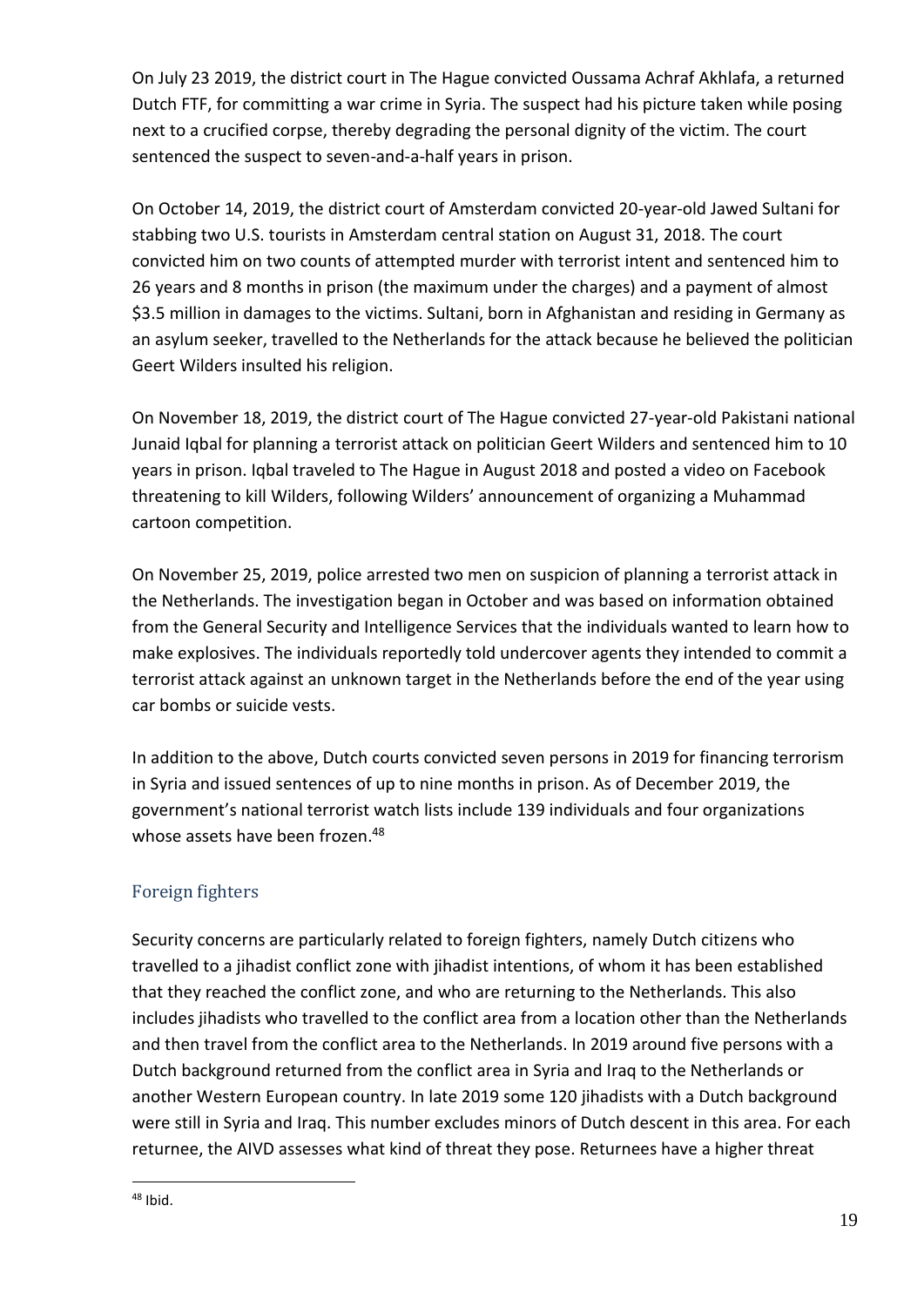On July 23 2019, the district court in The Hague convicted Oussama Achraf Akhlafa, a returned Dutch FTF, for committing a war crime in Syria. The suspect had his picture taken while posing next to a crucified corpse, thereby degrading the personal dignity of the victim. The court sentenced the suspect to seven-and-a-half years in prison.

On October 14, 2019, the district court of Amsterdam convicted 20-year-old Jawed Sultani for stabbing two U.S. tourists in Amsterdam central station on August 31, 2018. The court convicted him on two counts of attempted murder with terrorist intent and sentenced him to 26 years and 8 months in prison (the maximum under the charges) and a payment of almost $3.5 million in damages to the victims. Sultani, born in Afghanistan and residing in Germany as an asylum seeker, travelled to the Netherlands for the attack because he believed the politician Geert Wilders insulted his religion.

On November 18, 2019, the district court of The Hague convicted 27-year-old Pakistani national Junaid Iqbal for planning a terrorist attack on politician Geert Wilders and sentenced him to 10 years in prison. Iqbal traveled to The Hague in August 2018 and posted a video on Facebook threatening to kill Wilders, following Wilders' announcement of organizing a Muhammad cartoon competition.

On November 25, 2019, police arrested two men on suspicion of planning a terrorist attack in the Netherlands. The investigation began in October and was based on information obtained from the General Security and Intelligence Services that the individuals wanted to learn how to make explosives. The individuals reportedly told undercover agents they intended to commit a terrorist attack against an unknown target in the Netherlands before the end of the year using car bombs or suicide vests.

In addition to the above, Dutch courts convicted seven persons in 2019 for financing terrorism in Syria and issued sentences of up to nine months in prison. As of December 2019, the government's national terrorist watch lists include 139 individuals and four organizations whose assets have been frozen.[48]

## Foreign fighters

Security concerns are particularly related to foreign fighters, namely Dutch citizens who travelled to a jihadist conflict zone with jihadist intentions, of whom it has been established that they reached the conflict zone, and who are returning to the Netherlands. This also includes jihadists who travelled to the conflict area from a location other than the Netherlands and then travel from the conflict area to the Netherlands. In 2019 around five persons with a Dutch background returned from the conflict area in Syria and Iraq to the Netherlands or another Western European country. In late 2019 some 120 jihadists with a Dutch background were still in Syria and Iraq. This number excludes minors of Dutch descent in this area. For each returnee, the AIVD assesses what kind of threat they pose. Returnees have a higher threat

[48] Ibid.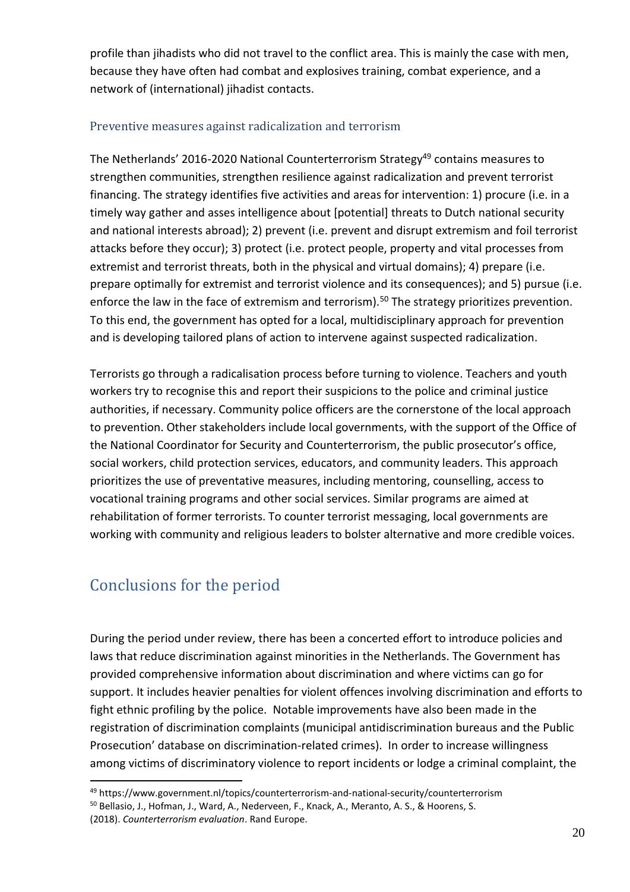profile than jihadists who did not travel to the conflict area. This is mainly the case with men, because they have often had combat and explosives training, combat experience, and a network of (international) jihadist contacts.

### Preventive measures against radicalization and terrorism

The Netherlands' 2016-2020 National Counterterrorism Strategy[49] contains measures to strengthen communities, strengthen resilience against radicalization and prevent terrorist financing. The strategy identifies five activities and areas for intervention: 1) procure (i.e. in a timely way gather and asses intelligence about [potential] threats to Dutch national security and national interests abroad); 2) prevent (i.e. prevent and disrupt extremism and foil terrorist attacks before they occur); 3) protect (i.e. protect people, property and vital processes from extremist and terrorist threats, both in the physical and virtual domains); 4) prepare (i.e. prepare optimally for extremist and terrorist violence and its consequences); and 5) pursue (i.e. enforce the law in the face of extremism and terrorism).[50] The strategy prioritizes prevention. To this end, the government has opted for a local, multidisciplinary approach for prevention and is developing tailored plans of action to intervene against suspected radicalization.

Terrorists go through a radicalisation process before turning to violence. Teachers and youth workers try to recognise this and report their suspicions to the police and criminal justice authorities, if necessary. Community police officers are the cornerstone of the local approach to prevention. Other stakeholders include local governments, with the support of the Office of the National Coordinator for Security and Counterterrorism, the public prosecutor's office, social workers, child protection services, educators, and community leaders. This approach prioritizes the use of preventative measures, including mentoring, counselling, access to vocational training programs and other social services. Similar programs are aimed at rehabilitation of former terrorists. To counter terrorist messaging, local governments are working with community and religious leaders to bolster alternative and more credible voices.

## Conclusions for the period

During the period under review, there has been a concerted effort to introduce policies and laws that reduce discrimination against minorities in the Netherlands. The Government has provided comprehensive information about discrimination and where victims can go for support. It includes heavier penalties for violent offences involving discrimination and efforts to fight ethnic profiling by the police. Notable improvements have also been made in the registration of discrimination complaints (municipal antidiscrimination bureaus and the Public Prosecution' database on discrimination-related crimes). In order to increase willingness among victims of discriminatory violence to report incidents or lodge a criminal complaint, the

[49] https://www.government.nl/topics/counterterrorism-and-national-security/counterterrorism

[50] Bellasio, J., Hofman, J., Ward, A., Nederveen, F., Knack, A., Meranto, A. S., & Hoorens, S. (2018). *Counterterrorism evaluation*. Rand Europe.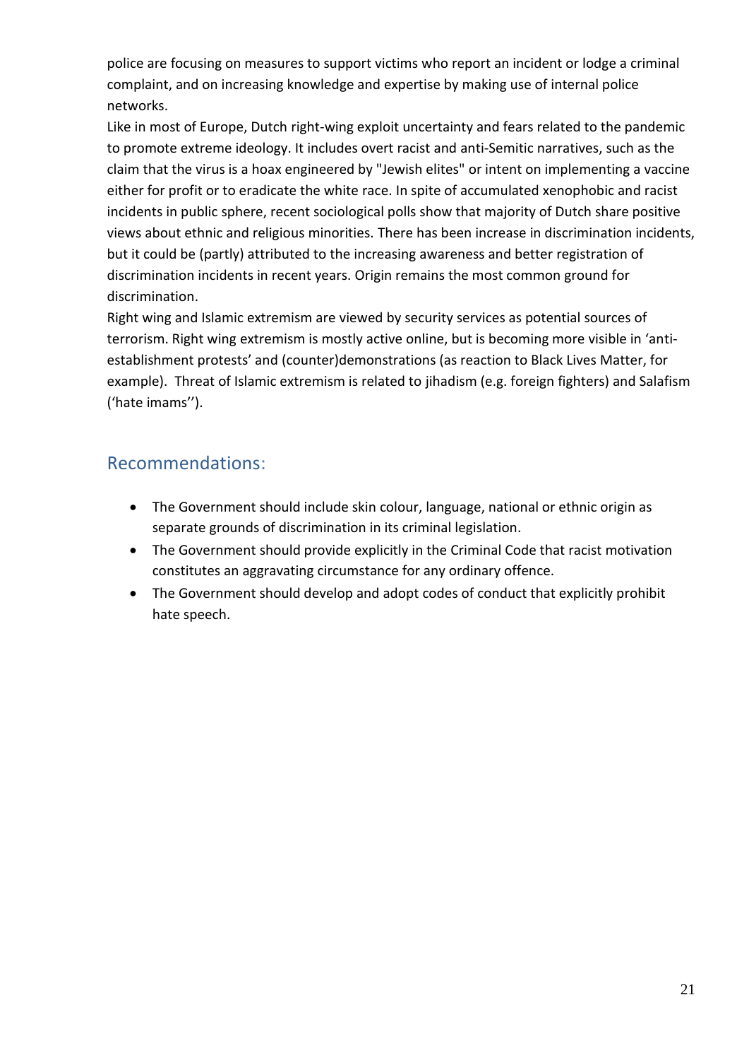police are focusing on measures to support victims who report an incident or lodge a criminal complaint, and on increasing knowledge and expertise by making use of internal police networks.

Like in most of Europe, Dutch right-wing exploit uncertainty and fears related to the pandemic to promote extreme ideology. It includes overt racist and anti-Semitic narratives, such as the claim that the virus is a hoax engineered by "Jewish elites" or intent on implementing a vaccine either for profit or to eradicate the white race. In spite of accumulated xenophobic and racist incidents in public sphere, recent sociological polls show that majority of Dutch share positive views about ethnic and religious minorities. There has been increase in discrimination incidents, but it could be (partly) attributed to the increasing awareness and better registration of discrimination incidents in recent years. Origin remains the most common ground for discrimination.

Right wing and Islamic extremism are viewed by security services as potential sources of terrorism. Right wing extremism is mostly active online, but is becoming more visible in 'anti-establishment protests' and (counter)demonstrations (as reaction to Black Lives Matter, for example). Threat of Islamic extremism is related to jihadism (e.g. foreign fighters) and Salafism ('hate imams'').

## Recommendations:

- The Government should include skin colour, language, national or ethnic origin as separate grounds of discrimination in its criminal legislation.
- The Government should provide explicitly in the Criminal Code that racist motivation constitutes an aggravating circumstance for any ordinary offence.
- The Government should develop and adopt codes of conduct that explicitly prohibit hate speech.